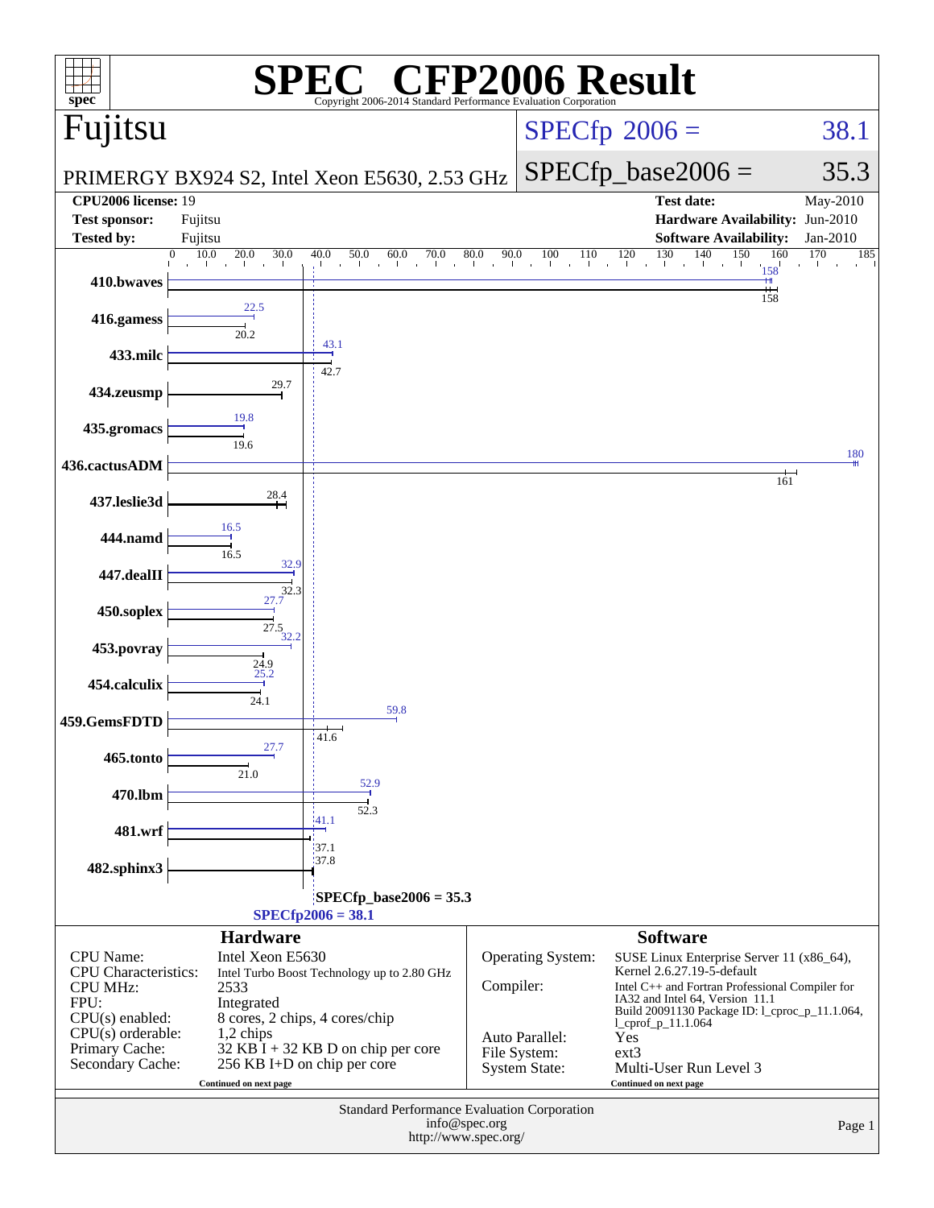# SPEC® CFP2006 Result

Copyright 2006-2014 Standard Performance Evaluation Corporation

## Fujitsu

PRIMERGY BX924 S2, Intel Xeon E5630, 2.53 GHz

SPECfp 2006 = 38.1

SPECfp_base2006 = 35.3

| | | | |
|---|---|---|---|
| **CPU2006 license:** 19 | | **Test date:** | May-2010 |
| **Test sponsor:** | Fujitsu | **Hardware Availability:** | Jun-2010 |
| **Tested by:** | Fujitsu | **Software Availability:** | Jan-2010 |

| Benchmark | Peak | Base |
|---|---|---|
| 410.bwaves | 158 | 158 |
| 416.gamess | 22.5 | 20.2 |
| 433.milc | 43.1 | 42.7 |
| 434.zeusmp | | 29.7 |
| 435.gromacs | 19.8 | 19.6 |
| 436.cactusADM | 180 | 161 |
| 437.leslie3d | | 28.4 |
| 444.namd | 16.5 | 16.5 |
| 447.dealII | 32.9 | 32.3 |
| 450.soplex | 27.7 | 27.5 |
| 453.povray | 32.2 | 24.9 |
| 454.calculix | 25.2 | 24.1 |
| 459.GemsFDTD | 59.8 | 41.6 |
| 465.tonto | 27.7 | 21.0 |
| 470.lbm | 52.9 | 52.3 |
| 481.wrf | 41.1 | 37.1 |
| 482.sphinx3 | | 37.8 |

SPECfp_base2006 = 35.3

SPECfp2006 = 38.1

### Hardware

| | |
|---|---|
| CPU Name: | Intel Xeon E5630 |
| CPU Characteristics: | Intel Turbo Boost Technology up to 2.80 GHz |
| CPU MHz: | 2533 |
| FPU: | Integrated |
| CPU(s) enabled: | 8 cores, 2 chips, 4 cores/chip |
| CPU(s) orderable: | 1,2 chips |
| Primary Cache: | 32 KB I + 32 KB D on chip per core |
| Secondary Cache: | 256 KB I+D on chip per core |

Continued on next page

### Software

| | |
|---|---|
| Operating System: | SUSE Linux Enterprise Server 11 (x86_64), Kernel 2.6.27.19-5-default |
| Compiler: | Intel C++ and Fortran Professional Compiler for IA32 and Intel 64, Version 11.1 Build 20091130 Package ID: l_cproc_p_11.1.064, l_cprof_p_11.1.064 |
| Auto Parallel: | Yes |
| File System: | ext3 |
| System State: | Multi-User Run Level 3 |

Continued on next page

Standard Performance Evaluation Corporation
info@spec.org
http://www.spec.org/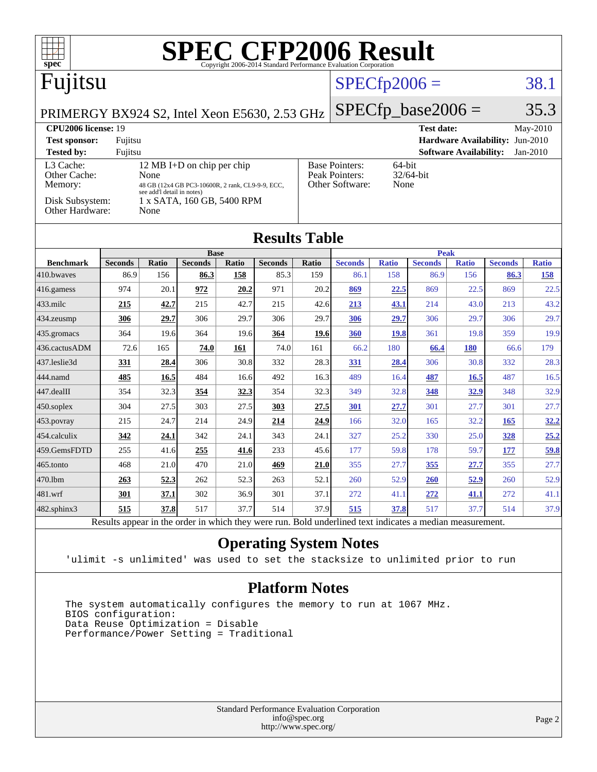# SPEC CFP2006 Result

Copyright 2006-2014 Standard Performance Evaluation Corporation

## Fujitsu

PRIMERGY BX924 S2, Intel Xeon E5630, 2.53 GHz

SPECfp2006 = 38.1

SPECfp_base2006 = 35.3

| | | | |
|---|---|---|---|
| **CPU2006 license:** 19 | | **Test date:** | May-2010 |
| **Test sponsor:** | Fujitsu | **Hardware Availability:** | Jun-2010 |
| **Tested by:** | Fujitsu | **Software Availability:** | Jan-2010 |

| | | | |
|---|---|---|---|
| L3 Cache: | 12 MB I+D on chip per chip | Base Pointers: | 64-bit |
| Other Cache: | None | Peak Pointers: | 32/64-bit |
| Memory: | 48 GB (12x4 GB PC3-10600R, 2 rank, CL9-9-9, ECC, see add'l detail in notes) | Other Software: | None |
| Disk Subsystem: | 1 x SATA, 160 GB, 5400 RPM | | |
| Other Hardware: | None | | |

## Results Table

| Benchmark | Base | | | | | | Peak | | | | | |
|---|---|---|---|---|---|---|---|---|---|---|---|---|
| | Seconds | Ratio | Seconds | Ratio | Seconds | Ratio | Seconds | Ratio | Seconds | Ratio | Seconds | Ratio |
| 410.bwaves | 86.9 | 156 | **86.3** | **158** | 85.3 | 159 | 86.1 | 158 | 86.9 | 156 | **86.3** | **158** |
| 416.gamess | 974 | 20.1 | **972** | **20.2** | 971 | 20.2 | **869** | **22.5** | 869 | 22.5 | 869 | 22.5 |
| 433.milc | **215** | **42.7** | 215 | 42.7 | 215 | 42.6 | **213** | **43.1** | 214 | 43.0 | 213 | 43.2 |
| 434.zeusmp | **306** | **29.7** | 306 | 29.7 | 306 | 29.7 | **306** | **29.7** | 306 | 29.7 | 306 | 29.7 |
| 435.gromacs | 364 | 19.6 | 364 | 19.6 | **364** | **19.6** | **360** | **19.8** | 361 | 19.8 | 359 | 19.9 |
| 436.cactusADM | 72.6 | 165 | **74.0** | **161** | 74.0 | 161 | 66.2 | 180 | **66.4** | **180** | 66.6 | 179 |
| 437.leslie3d | **331** | **28.4** | 306 | 30.8 | 332 | 28.3 | **331** | **28.4** | 306 | 30.8 | 332 | 28.3 |
| 444.namd | **485** | **16.5** | 484 | 16.6 | 492 | 16.3 | 489 | 16.4 | **487** | **16.5** | 487 | 16.5 |
| 447.dealII | 354 | 32.3 | **354** | **32.3** | 354 | 32.3 | 349 | 32.8 | **348** | **32.9** | 348 | 32.9 |
| 450.soplex | 304 | 27.5 | 303 | 27.5 | **303** | **27.5** | **301** | **27.7** | 301 | 27.7 | 301 | 27.7 |
| 453.povray | 215 | 24.7 | 214 | 24.9 | **214** | **24.9** | 166 | 32.0 | 165 | 32.2 | **165** | **32.2** |
| 454.calculix | **342** | **24.1** | 342 | 24.1 | 343 | 24.1 | 327 | 25.2 | 330 | 25.0 | **328** | **25.2** |
| 459.GemsFDTD | 255 | 41.6 | **255** | **41.6** | 233 | 45.6 | 177 | 59.8 | 178 | 59.7 | **177** | **59.8** |
| 465.tonto | 468 | 21.0 | 470 | 21.0 | **469** | **21.0** | 355 | 27.7 | **355** | **27.7** | 355 | 27.7 |
| 470.lbm | **263** | **52.3** | 262 | 52.3 | 263 | 52.1 | 260 | 52.9 | **260** | **52.9** | 260 | 52.9 |
| 481.wrf | **301** | **37.1** | 302 | 36.9 | 301 | 37.1 | 272 | 41.1 | **272** | **41.1** | 272 | 41.1 |
| 482.sphinx3 | **515** | **37.8** | 517 | 37.7 | 514 | 37.9 | **515** | **37.8** | 517 | 37.7 | 514 | 37.9 |

Results appear in the order in which they were run. Bold underlined text indicates a median measurement.

## Operating System Notes

```
'ulimit -s unlimited' was used to set the stacksize to unlimited prior to run
```

## Platform Notes

```
The system automatically configures the memory to run at 1067 MHz.
BIOS configuration:
Data Reuse Optimization = Disable
Performance/Power Setting = Traditional
```

Standard Performance Evaluation Corporation
info@spec.org
http://www.spec.org/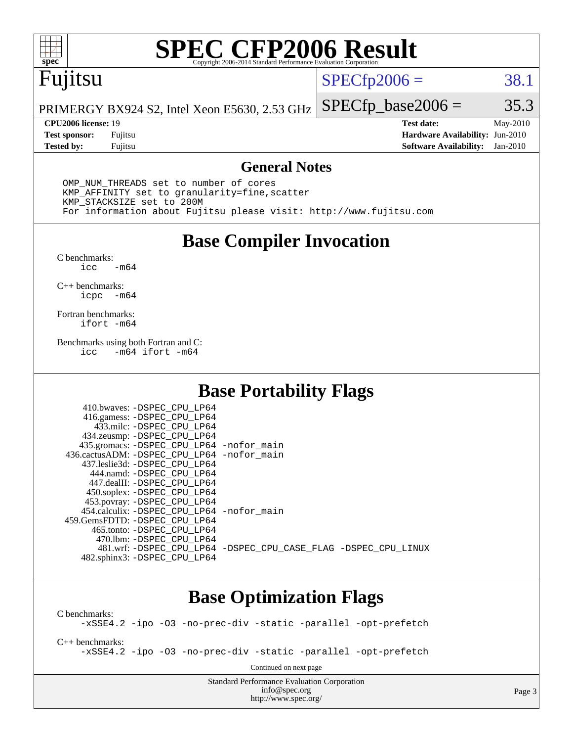# SPEC CFP2006 Result

Copyright 2006-2014 Standard Performance Evaluation Corporation

## Fujitsu

PRIMERGY BX924 S2, Intel Xeon E5630, 2.53 GHz

SPECfp2006 = 38.1

SPECfp_base2006 = 35.3

| | | | |
|---|---|---|---|
| **CPU2006 license:** 19 | | **Test date:** | May-2010 |
| **Test sponsor:** | Fujitsu | **Hardware Availability:** | Jun-2010 |
| **Tested by:** | Fujitsu | **Software Availability:** | Jan-2010 |

## General Notes

```
OMP_NUM_THREADS set to number of cores
KMP_AFFINITY set to granularity=fine,scatter
KMP_STACKSIZE set to 200M
For information about Fujitsu please visit: http://www.fujitsu.com
```

## Base Compiler Invocation

C benchmarks:
```
icc   -m64
```

C++ benchmarks:
```
icpc  -m64
```

Fortran benchmarks:
```
ifort -m64
```

Benchmarks using both Fortran and C:
```
icc   -m64 ifort -m64
```

## Base Portability Flags

```
     410.bwaves: -DSPEC_CPU_LP64
     416.gamess: -DSPEC_CPU_LP64
       433.milc: -DSPEC_CPU_LP64
     434.zeusmp: -DSPEC_CPU_LP64
    435.gromacs: -DSPEC_CPU_LP64 -nofor_main
 436.cactusADM: -DSPEC_CPU_LP64 -nofor_main
   437.leslie3d: -DSPEC_CPU_LP64
       444.namd: -DSPEC_CPU_LP64
     447.dealII: -DSPEC_CPU_LP64
     450.soplex: -DSPEC_CPU_LP64
     453.povray: -DSPEC_CPU_LP64
   454.calculix: -DSPEC_CPU_LP64 -nofor_main
  459.GemsFDTD: -DSPEC_CPU_LP64
      465.tonto: -DSPEC_CPU_LP64
        470.lbm: -DSPEC_CPU_LP64
        481.wrf: -DSPEC_CPU_LP64 -DSPEC_CPU_CASE_FLAG -DSPEC_CPU_LINUX
    482.sphinx3: -DSPEC_CPU_LP64
```

## Base Optimization Flags

C benchmarks:
```
-xSSE4.2 -ipo -O3 -no-prec-div -static -parallel -opt-prefetch
```

C++ benchmarks:
```
-xSSE4.2 -ipo -O3 -no-prec-div -static -parallel -opt-prefetch
```

Continued on next page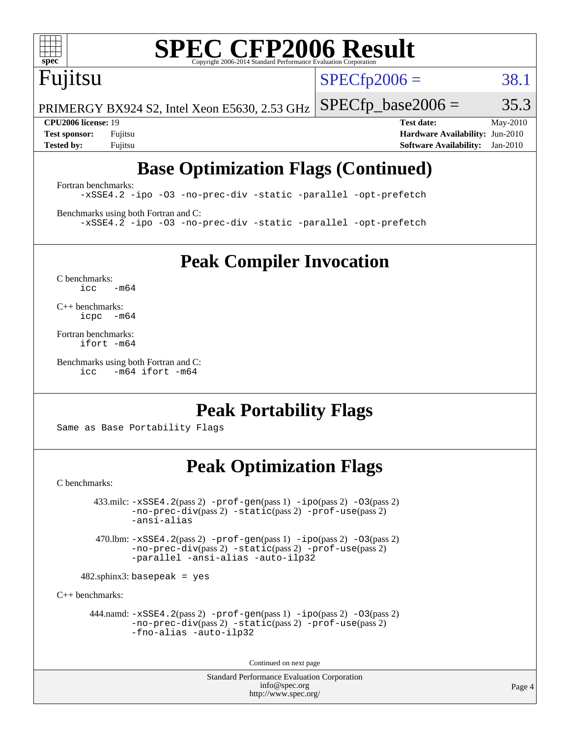# SPEC CFP2006 Result

Copyright 2006-2014 Standard Performance Evaluation Corporation

**Fujitsu**

PRIMERGY BX924 S2, Intel Xeon E5630, 2.53 GHz

| | |
|---|---|
| SPECfp2006 = | 38.1 |
| SPECfp_base2006 = | 35.3 |

| | | | |
|---|---|---|---|
| **CPU2006 license:** | 19 | **Test date:** | May-2010 |
| **Test sponsor:** | Fujitsu | **Hardware Availability:** | Jun-2010 |
| **Tested by:** | Fujitsu | **Software Availability:** | Jan-2010 |

## Base Optimization Flags (Continued)

Fortran benchmarks:

```
-xSSE4.2 -ipo -O3 -no-prec-div -static -parallel -opt-prefetch
```

Benchmarks using both Fortran and C:

```
-xSSE4.2 -ipo -O3 -no-prec-div -static -parallel -opt-prefetch
```

## Peak Compiler Invocation

C benchmarks:

```
icc   -m64
```

C++ benchmarks:

```
icpc  -m64
```

Fortran benchmarks:

```
ifort -m64
```

Benchmarks using both Fortran and C:

```
icc   -m64 ifort -m64
```

## Peak Portability Flags

Same as Base Portability Flags

## Peak Optimization Flags

C benchmarks:

433.milc: -xSSE4.2(pass 2) -prof-gen(pass 1) -ipo(pass 2) -O3(pass 2) -no-prec-div(pass 2) -static(pass 2) -prof-use(pass 2) -ansi-alias

470.lbm: -xSSE4.2(pass 2) -prof-gen(pass 1) -ipo(pass 2) -O3(pass 2) -no-prec-div(pass 2) -static(pass 2) -prof-use(pass 2) -parallel -ansi-alias -auto-ilp32

482.sphinx3: basepeak = yes

C++ benchmarks:

444.namd: -xSSE4.2(pass 2) -prof-gen(pass 1) -ipo(pass 2) -O3(pass 2) -no-prec-div(pass 2) -static(pass 2) -prof-use(pass 2) -fno-alias -auto-ilp32

Continued on next page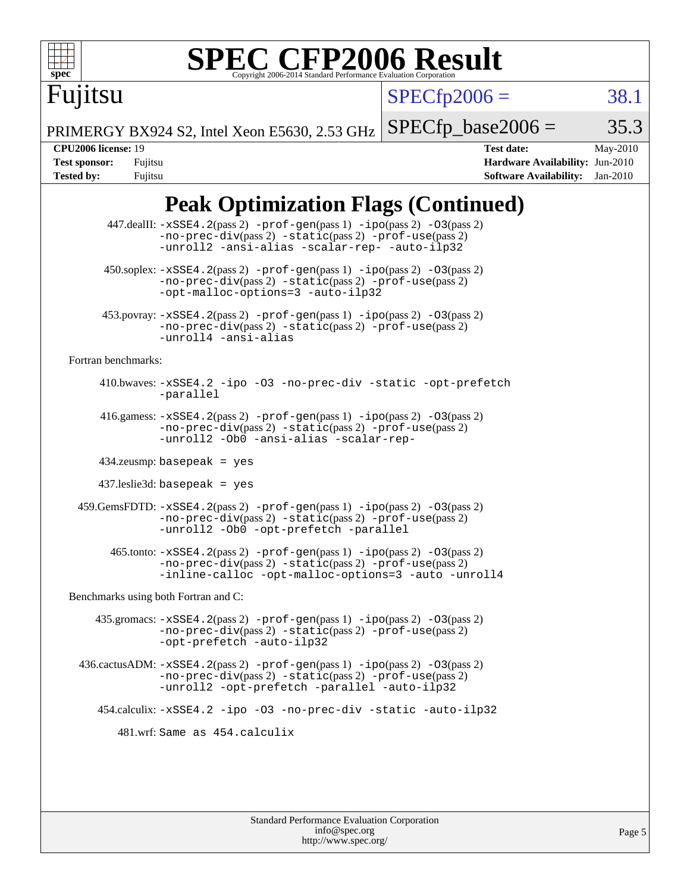# Peak Optimization Flags (Continued)

447.dealII: -xSSE4.2(pass 2) -prof-gen(pass 1) -ipo(pass 2) -O3(pass 2) -no-prec-div(pass 2) -static(pass 2) -prof-use(pass 2) -unroll2 -ansi-alias -scalar-rep- -auto-ilp32

450.soplex: -xSSE4.2(pass 2) -prof-gen(pass 1) -ipo(pass 2) -O3(pass 2) -no-prec-div(pass 2) -static(pass 2) -prof-use(pass 2) -opt-malloc-options=3 -auto-ilp32

453.povray: -xSSE4.2(pass 2) -prof-gen(pass 1) -ipo(pass 2) -O3(pass 2) -no-prec-div(pass 2) -static(pass 2) -prof-use(pass 2) -unroll4 -ansi-alias

Fortran benchmarks:

410.bwaves: -xSSE4.2 -ipo -O3 -no-prec-div -static -opt-prefetch -parallel

416.gamess: -xSSE4.2(pass 2) -prof-gen(pass 1) -ipo(pass 2) -O3(pass 2) -no-prec-div(pass 2) -static(pass 2) -prof-use(pass 2) -unroll2 -Ob0 -ansi-alias -scalar-rep-

434.zeusmp: basepeak = yes

437.leslie3d: basepeak = yes

459.GemsFDTD: -xSSE4.2(pass 2) -prof-gen(pass 1) -ipo(pass 2) -O3(pass 2) -no-prec-div(pass 2) -static(pass 2) -prof-use(pass 2) -unroll2 -Ob0 -opt-prefetch -parallel

465.tonto: -xSSE4.2(pass 2) -prof-gen(pass 1) -ipo(pass 2) -O3(pass 2) -no-prec-div(pass 2) -static(pass 2) -prof-use(pass 2) -inline-calloc -opt-malloc-options=3 -auto -unroll4

Benchmarks using both Fortran and C:

435.gromacs: -xSSE4.2(pass 2) -prof-gen(pass 1) -ipo(pass 2) -O3(pass 2) -no-prec-div(pass 2) -static(pass 2) -prof-use(pass 2) -opt-prefetch -auto-ilp32

436.cactusADM: -xSSE4.2(pass 2) -prof-gen(pass 1) -ipo(pass 2) -O3(pass 2) -no-prec-div(pass 2) -static(pass 2) -prof-use(pass 2) -unroll2 -opt-prefetch -parallel -auto-ilp32

454.calculix: -xSSE4.2 -ipo -O3 -no-prec-div -static -auto-ilp32

481.wrf: Same as 454.calculix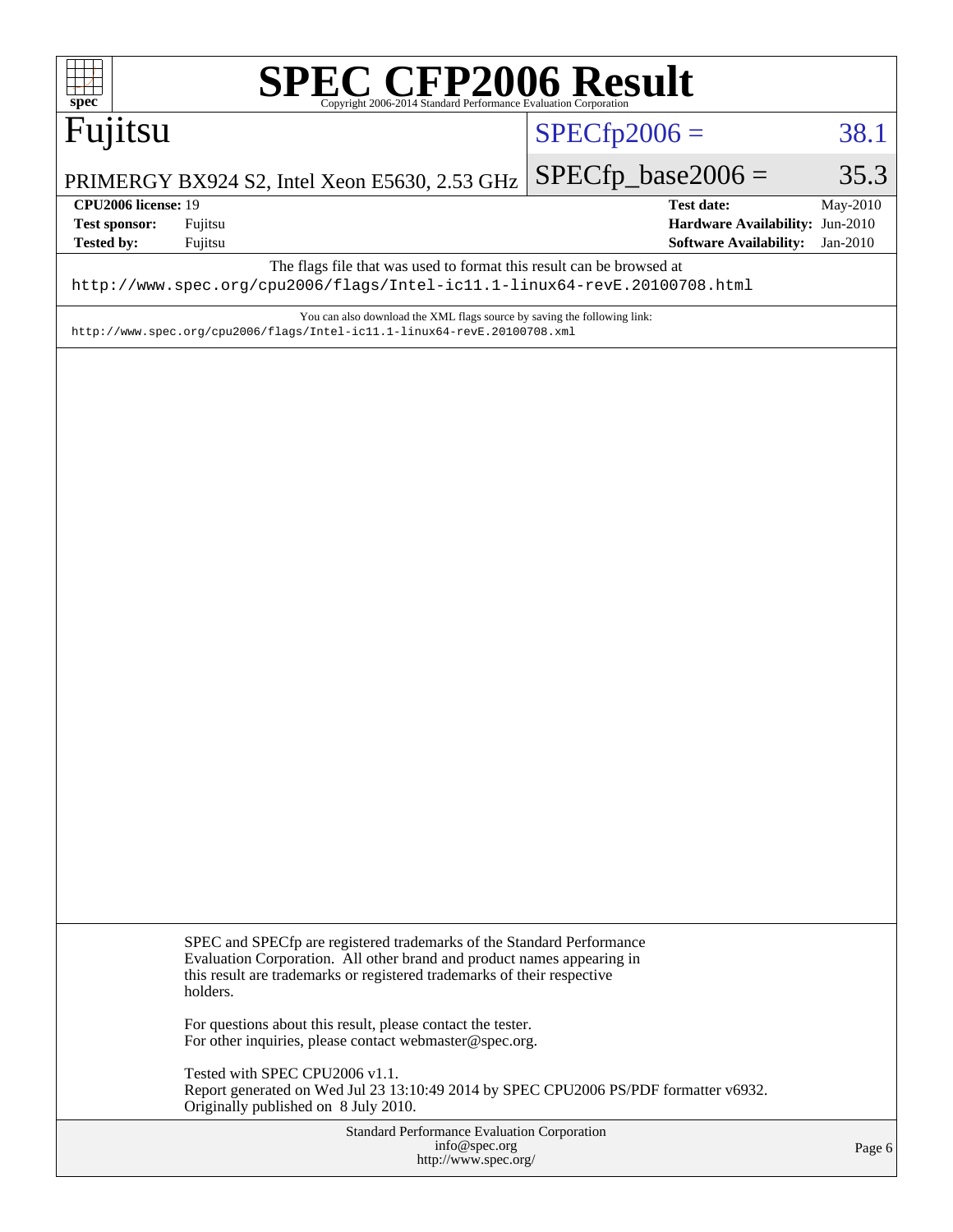# SPEC CFP2006 Result

Copyright 2006-2014 Standard Performance Evaluation Corporation

## Fujitsu

PRIMERGY BX924 S2, Intel Xeon E5630, 2.53 GHz

SPECfp2006 = 38.1

SPECfp_base2006 = 35.3

| | | | |
|---|---|---|---|
| **CPU2006 license:** | 19 | **Test date:** | May-2010 |
| **Test sponsor:** | Fujitsu | **Hardware Availability:** | Jun-2010 |
| **Tested by:** | Fujitsu | **Software Availability:** | Jan-2010 |

The flags file that was used to format this result can be browsed at
http://www.spec.org/cpu2006/flags/Intel-ic11.1-linux64-revE.20100708.html

You can also download the XML flags source by saving the following link:
http://www.spec.org/cpu2006/flags/Intel-ic11.1-linux64-revE.20100708.xml

SPEC and SPECfp are registered trademarks of the Standard Performance Evaluation Corporation. All other brand and product names appearing in this result are trademarks or registered trademarks of their respective holders.

For questions about this result, please contact the tester.
For other inquiries, please contact webmaster@spec.org.

Tested with SPEC CPU2006 v1.1.
Report generated on Wed Jul 23 13:10:49 2014 by SPEC CPU2006 PS/PDF formatter v6932.
Originally published on 8 July 2010.